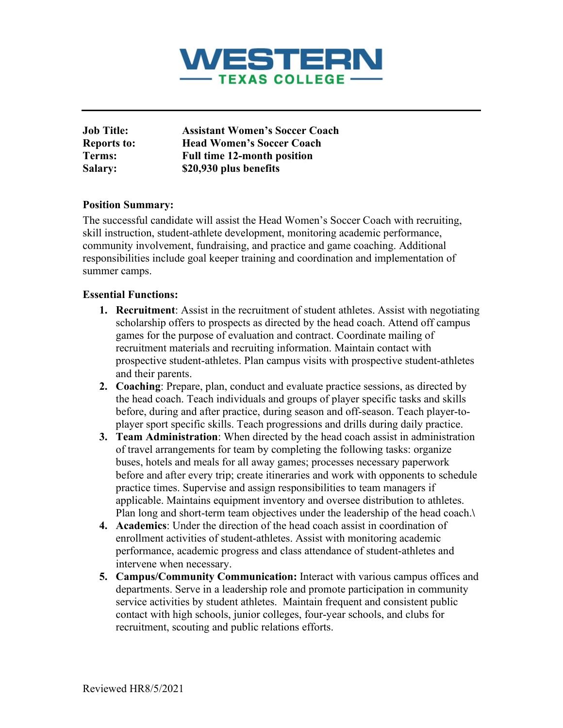# WESTERN TEXAS COLLEGE

---

| | |
|---|---|
| **Job Title:** | **Assistant Women's Soccer Coach** |
| **Reports to:** | **Head Women's Soccer Coach** |
| **Terms:** | **Full time 12-month position** |
| **Salary:** | **$20,930 plus benefits** |

**Position Summary:**

The successful candidate will assist the Head Women's Soccer Coach with recruiting, skill instruction, student-athlete development, monitoring academic performance, community involvement, fundraising, and practice and game coaching. Additional responsibilities include goal keeper training and coordination and implementation of summer camps.

**Essential Functions:**

1. **Recruitment**: Assist in the recruitment of student athletes. Assist with negotiating scholarship offers to prospects as directed by the head coach. Attend off campus games for the purpose of evaluation and contract. Coordinate mailing of recruitment materials and recruiting information. Maintain contact with prospective student-athletes. Plan campus visits with prospective student-athletes and their parents.
2. **Coaching**: Prepare, plan, conduct and evaluate practice sessions, as directed by the head coach. Teach individuals and groups of player specific tasks and skills before, during and after practice, during season and off-season. Teach player-to-player sport specific skills. Teach progressions and drills during daily practice.
3. **Team Administration**: When directed by the head coach assist in administration of travel arrangements for team by completing the following tasks: organize buses, hotels and meals for all away games; processes necessary paperwork before and after every trip; create itineraries and work with opponents to schedule practice times. Supervise and assign responsibilities to team managers if applicable. Maintains equipment inventory and oversee distribution to athletes. Plan long and short-term team objectives under the leadership of the head coach.\
4. **Academics**: Under the direction of the head coach assist in coordination of enrollment activities of student-athletes. Assist with monitoring academic performance, academic progress and class attendance of student-athletes and intervene when necessary.
5. **Campus/Community Communication:** Interact with various campus offices and departments. Serve in a leadership role and promote participation in community service activities by student athletes. Maintain frequent and consistent public contact with high schools, junior colleges, four-year schools, and clubs for recruitment, scouting and public relations efforts.

Reviewed HR8/5/2021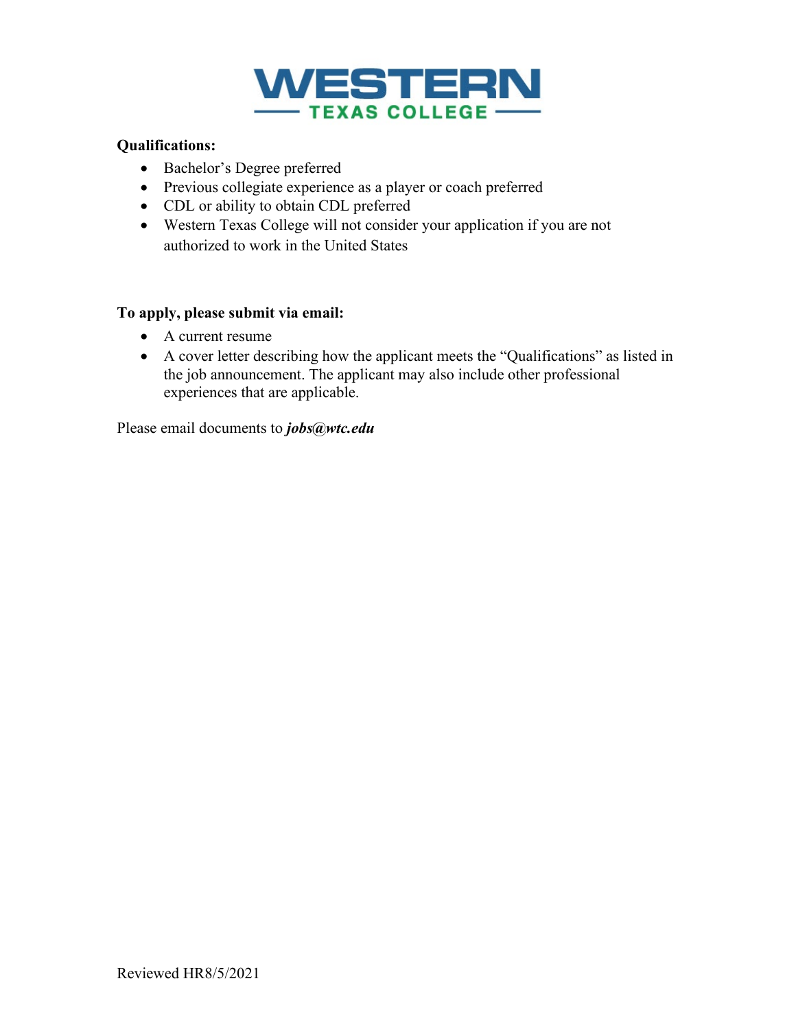WESTERN TEXAS COLLEGE

**Qualifications:**

- Bachelor's Degree preferred
- Previous collegiate experience as a player or coach preferred
- CDL or ability to obtain CDL preferred
- Western Texas College will not consider your application if you are not authorized to work in the United States

**To apply, please submit via email:**

- A current resume
- A cover letter describing how the applicant meets the "Qualifications" as listed in the job announcement. The applicant may also include other professional experiences that are applicable.

Please email documents to ***jobs@wtc.edu***

Reviewed HR8/5/2021